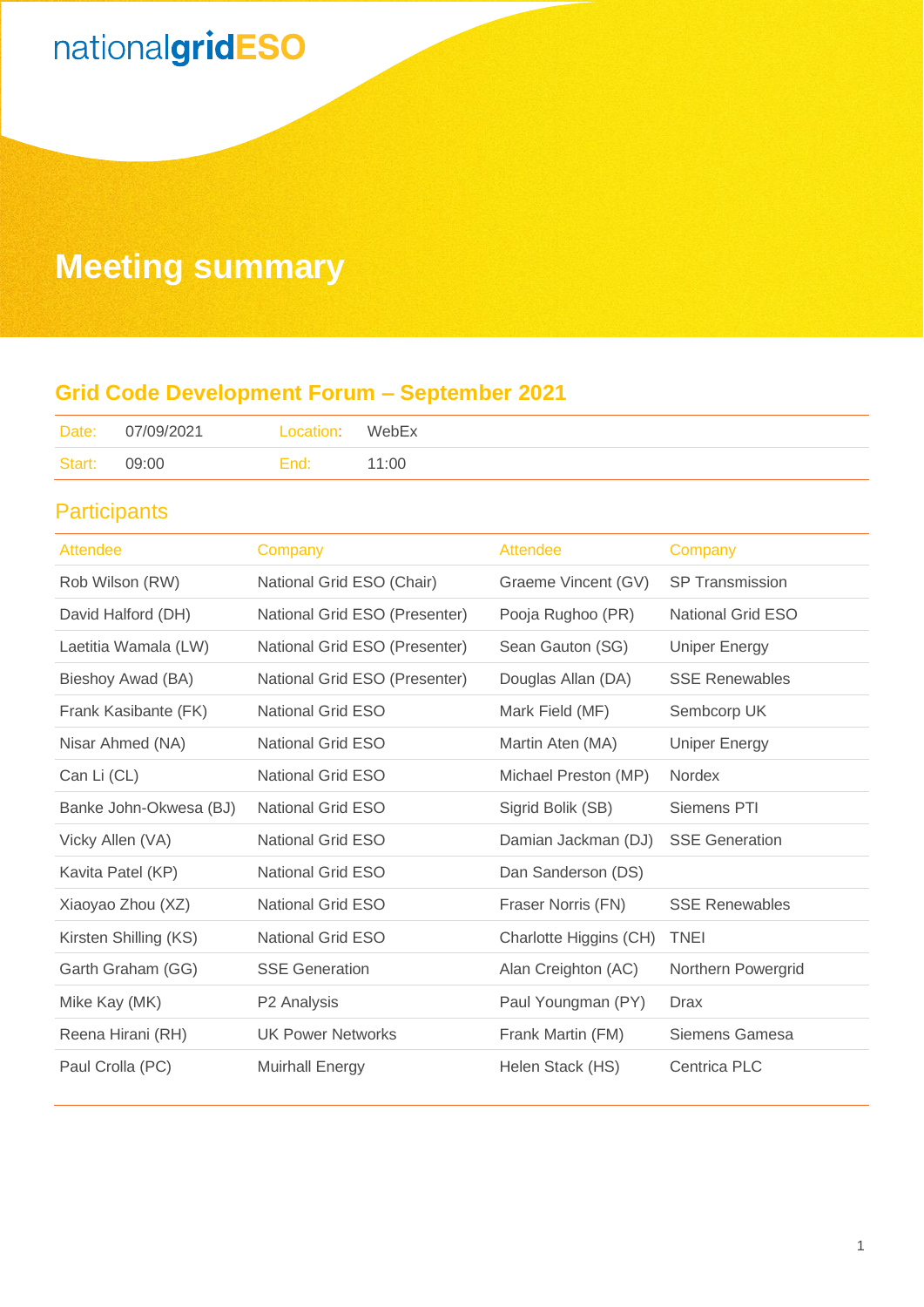nationalgridESO

# Meeting summary

## Grid Code Development Forum – September 2021

| Date: | 07/09/2021 | Location: | WebEx |
|---|---|---|---|
| Start: | 09:00 | End: | 11:00 |

## Participants

| Attendee | Company | Attendee | Company |
|---|---|---|---|
| Rob Wilson (RW) | National Grid ESO (Chair) | Graeme Vincent (GV) | SP Transmission |
| David Halford (DH) | National Grid ESO (Presenter) | Pooja Rughoo (PR) | National Grid ESO |
| Laetitia Wamala (LW) | National Grid ESO (Presenter) | Sean Gauton (SG) | Uniper Energy |
| Bieshoy Awad (BA) | National Grid ESO (Presenter) | Douglas Allan (DA) | SSE Renewables |
| Frank Kasibante (FK) | National Grid ESO | Mark Field (MF) | Sembcorp UK |
| Nisar Ahmed (NA) | National Grid ESO | Martin Aten (MA) | Uniper Energy |
| Can Li (CL) | National Grid ESO | Michael Preston (MP) | Nordex |
| Banke John-Okwesa (BJ) | National Grid ESO | Sigrid Bolik (SB) | Siemens PTI |
| Vicky Allen (VA) | National Grid ESO | Damian Jackman (DJ) | SSE Generation |
| Kavita Patel (KP) | National Grid ESO | Dan Sanderson (DS) | |
| Xiaoyao Zhou (XZ) | National Grid ESO | Fraser Norris (FN) | SSE Renewables |
| Kirsten Shilling (KS) | National Grid ESO | Charlotte Higgins (CH) | TNEI |
| Garth Graham (GG) | SSE Generation | Alan Creighton (AC) | Northern Powergrid |
| Mike Kay (MK) | P2 Analysis | Paul Youngman (PY) | Drax |
| Reena Hirani (RH) | UK Power Networks | Frank Martin (FM) | Siemens Gamesa |
| Paul Crolla (PC) | Muirhall Energy | Helen Stack (HS) | Centrica PLC |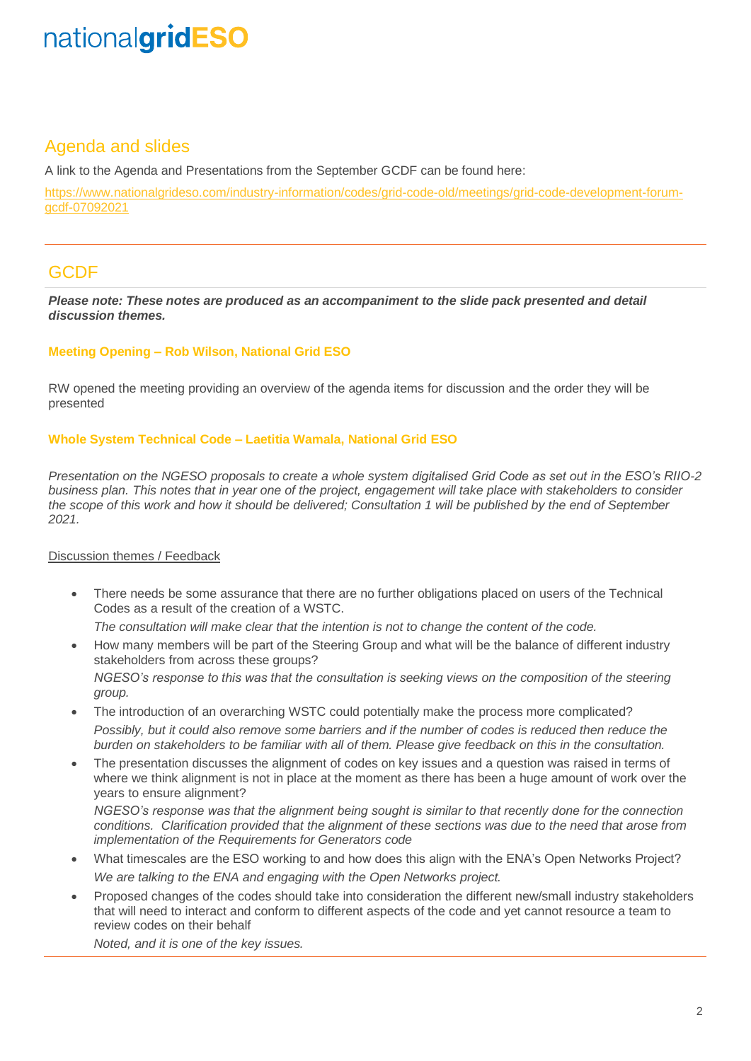## Agenda and slides

A link to the Agenda and Presentations from the September GCDF can be found here:

https://www.nationalgrideso.com/industry-information/codes/grid-code-old/meetings/grid-code-development-forum-gcdf-07092021

## GCDF

***Please note: These notes are produced as an accompaniment to the slide pack presented and detail discussion themes.***

### Meeting Opening – Rob Wilson, National Grid ESO

RW opened the meeting providing an overview of the agenda items for discussion and the order they will be presented

### Whole System Technical Code – Laetitia Wamala, National Grid ESO

*Presentation on the NGESO proposals to create a whole system digitalised Grid Code as set out in the ESO's RIIO-2 business plan. This notes that in year one of the project, engagement will take place with stakeholders to consider the scope of this work and how it should be delivered; Consultation 1 will be published by the end of September 2021.*

Discussion themes / Feedback

- There needs be some assurance that there are no further obligations placed on users of the Technical Codes as a result of the creation of a WSTC.
  *The consultation will make clear that the intention is not to change the content of the code.*
- How many members will be part of the Steering Group and what will be the balance of different industry stakeholders from across these groups?
  *NGESO's response to this was that the consultation is seeking views on the composition of the steering group.*
- The introduction of an overarching WSTC could potentially make the process more complicated?
  *Possibly, but it could also remove some barriers and if the number of codes is reduced then reduce the burden on stakeholders to be familiar with all of them. Please give feedback on this in the consultation.*
- The presentation discusses the alignment of codes on key issues and a question was raised in terms of where we think alignment is not in place at the moment as there has been a huge amount of work over the years to ensure alignment?
  *NGESO's response was that the alignment being sought is similar to that recently done for the connection conditions. Clarification provided that the alignment of these sections was due to the need that arose from implementation of the Requirements for Generators code*
- What timescales are the ESO working to and how does this align with the ENA's Open Networks Project?
  *We are talking to the ENA and engaging with the Open Networks project.*
- Proposed changes of the codes should take into consideration the different new/small industry stakeholders that will need to interact and conform to different aspects of the code and yet cannot resource a team to review codes on their behalf
  *Noted, and it is one of the key issues.*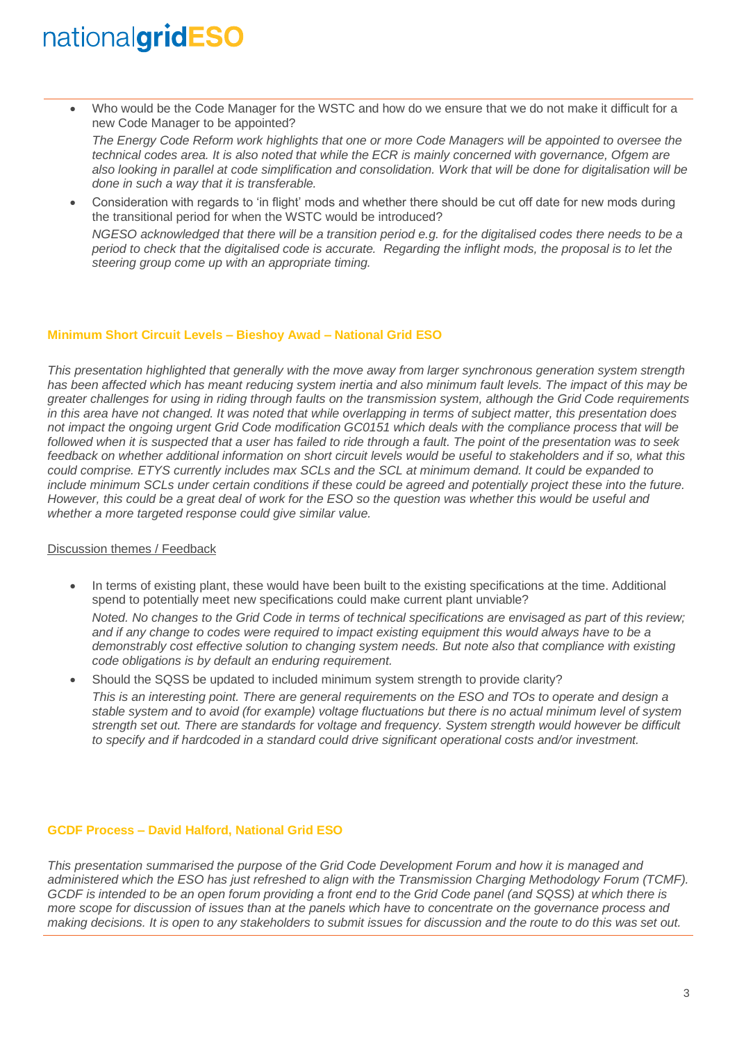- Who would be the Code Manager for the WSTC and how do we ensure that we do not make it difficult for a new Code Manager to be appointed?

  *The Energy Code Reform work highlights that one or more Code Managers will be appointed to oversee the technical codes area. It is also noted that while the ECR is mainly concerned with governance, Ofgem are also looking in parallel at code simplification and consolidation. Work that will be done for digitalisation will be done in such a way that it is transferable.*

- Consideration with regards to 'in flight' mods and whether there should be cut off date for new mods during the transitional period for when the WSTC would be introduced?

  *NGESO acknowledged that there will be a transition period e.g. for the digitalised codes there needs to be a period to check that the digitalised code is accurate. Regarding the inflight mods, the proposal is to let the steering group come up with an appropriate timing.*

### Minimum Short Circuit Levels – Bieshoy Awad – National Grid ESO

*This presentation highlighted that generally with the move away from larger synchronous generation system strength has been affected which has meant reducing system inertia and also minimum fault levels. The impact of this may be greater challenges for using in riding through faults on the transmission system, although the Grid Code requirements in this area have not changed. It was noted that while overlapping in terms of subject matter, this presentation does not impact the ongoing urgent Grid Code modification GC0151 which deals with the compliance process that will be followed when it is suspected that a user has failed to ride through a fault. The point of the presentation was to seek feedback on whether additional information on short circuit levels would be useful to stakeholders and if so, what this could comprise. ETYS currently includes max SCLs and the SCL at minimum demand. It could be expanded to include minimum SCLs under certain conditions if these could be agreed and potentially project these into the future. However, this could be a great deal of work for the ESO so the question was whether this would be useful and whether a more targeted response could give similar value.*

<u>Discussion themes / Feedback</u>

- In terms of existing plant, these would have been built to the existing specifications at the time. Additional spend to potentially meet new specifications could make current plant unviable?

  *Noted. No changes to the Grid Code in terms of technical specifications are envisaged as part of this review; and if any change to codes were required to impact existing equipment this would always have to be a demonstrably cost effective solution to changing system needs. But note also that compliance with existing code obligations is by default an enduring requirement.*

- Should the SQSS be updated to included minimum system strength to provide clarity?

  *This is an interesting point. There are general requirements on the ESO and TOs to operate and design a stable system and to avoid (for example) voltage fluctuations but there is no actual minimum level of system strength set out. There are standards for voltage and frequency. System strength would however be difficult to specify and if hardcoded in a standard could drive significant operational costs and/or investment.*

### GCDF Process – David Halford, National Grid ESO

*This presentation summarised the purpose of the Grid Code Development Forum and how it is managed and administered which the ESO has just refreshed to align with the Transmission Charging Methodology Forum (TCMF). GCDF is intended to be an open forum providing a front end to the Grid Code panel (and SQSS) at which there is more scope for discussion of issues than at the panels which have to concentrate on the governance process and making decisions. It is open to any stakeholders to submit issues for discussion and the route to do this was set out.*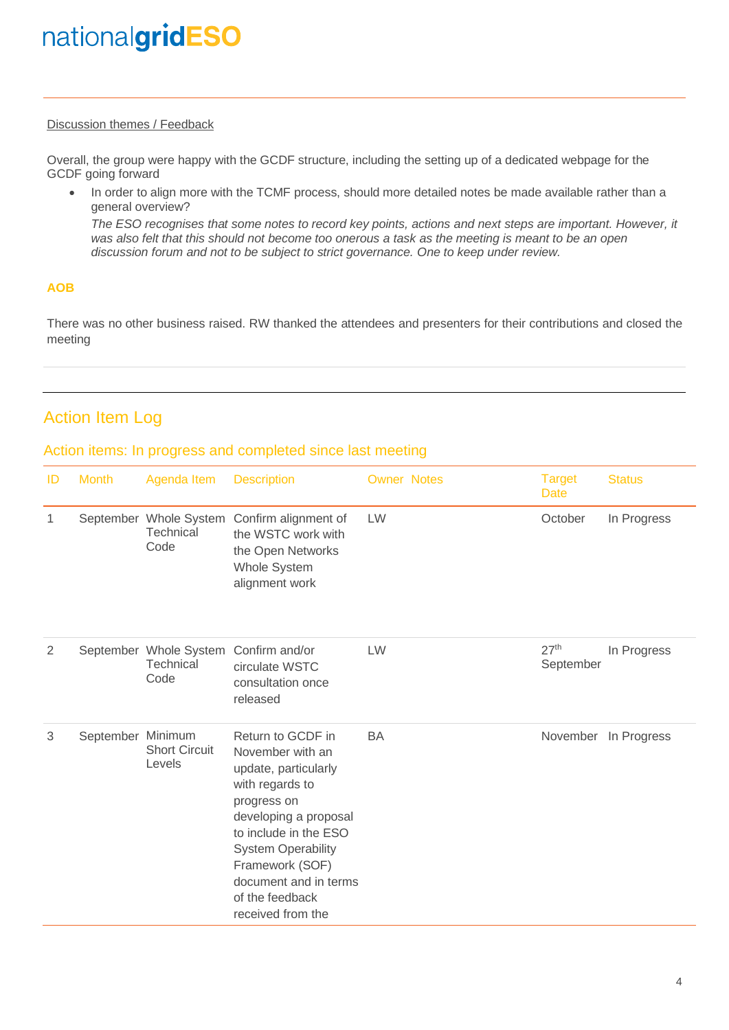Discussion themes / Feedback

Overall, the group were happy with the GCDF structure, including the setting up of a dedicated webpage for the GCDF going forward

- In order to align more with the TCMF process, should more detailed notes be made available rather than a general overview?
  *The ESO recognises that some notes to record key points, actions and next steps are important. However, it was also felt that this should not become too onerous a task as the meeting is meant to be an open discussion forum and not to be subject to strict governance. One to keep under review.*

**AOB**

There was no other business raised. RW thanked the attendees and presenters for their contributions and closed the meeting

## Action Item Log

### Action items: In progress and completed since last meeting

| ID | Month | Agenda Item | Description | Owner | Notes | Target Date | Status |
|---|---|---|---|---|---|---|---|
| 1 | September | Whole System Technical Code | Confirm alignment of the WSTC work with the Open Networks Whole System alignment work | LW | | October | In Progress |
| 2 | September | Whole System Technical Code | Confirm and/or circulate WSTC consultation once released | LW | | 27th September | In Progress |
| 3 | September | Minimum Short Circuit Levels | Return to GCDF in November with an update, particularly with regards to progress on developing a proposal to include in the ESO System Operability Framework (SOF) document and in terms of the feedback received from the | BA | | November | In Progress |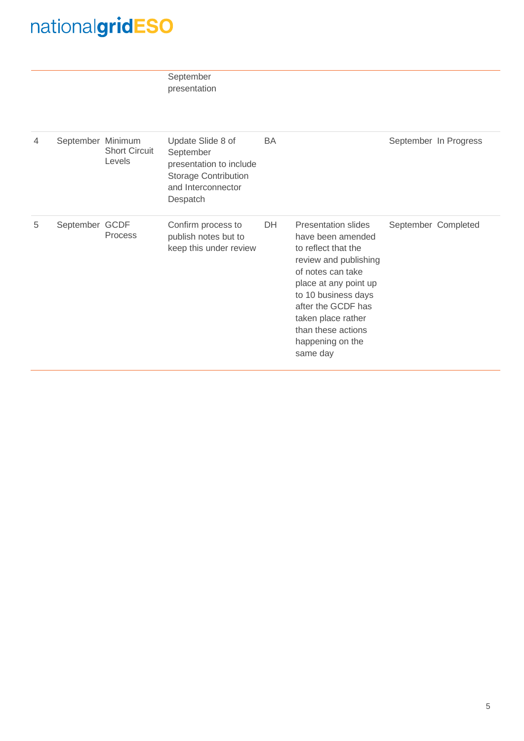| | | | | | | | |
|---|---|---|---|---|---|---|---|
| | | | September presentation | | | | |
| 4 | September | Minimum Short Circuit Levels | Update Slide 8 of September presentation to include Storage Contribution and Interconnector Despatch | BA | | September | In Progress |
| 5 | September | GCDF Process | Confirm process to publish notes but to keep this under review | DH | Presentation slides have been amended to reflect that the review and publishing of notes can take place at any point up to 10 business days after the GCDF has taken place rather than these actions happening on the same day | September | Completed |